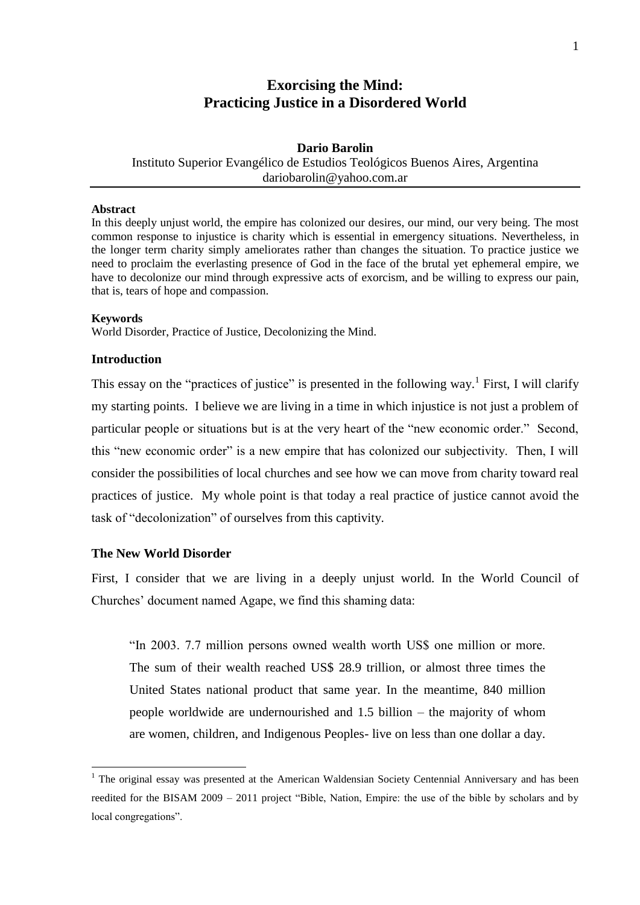# Exorcising the Mind: Practicing Justice in a Disordered World

**Dario Barolin**

Instituto Superior Evangélico de Estudios Teológicos Buenos Aires, Argentina
dariobarolin@yahoo.com.ar

**Abstract**

In this deeply unjust world, the empire has colonized our desires, our mind, our very being. The most common response to injustice is charity which is essential in emergency situations. Nevertheless, in the longer term charity simply ameliorates rather than changes the situation. To practice justice we need to proclaim the everlasting presence of God in the face of the brutal yet ephemeral empire, we have to decolonize our mind through expressive acts of exorcism, and be willing to express our pain, that is, tears of hope and compassion.

**Keywords**

World Disorder, Practice of Justice, Decolonizing the Mind.

## Introduction

This essay on the "practices of justice" is presented in the following way.[1] First, I will clarify my starting points. I believe we are living in a time in which injustice is not just a problem of particular people or situations but is at the very heart of the "new economic order." Second, this "new economic order" is a new empire that has colonized our subjectivity. Then, I will consider the possibilities of local churches and see how we can move from charity toward real practices of justice. My whole point is that today a real practice of justice cannot avoid the task of "decolonization" of ourselves from this captivity.

## The New World Disorder

First, I consider that we are living in a deeply unjust world. In the World Council of Churches' document named Agape, we find this shaming data:

> "In 2003. 7.7 million persons owned wealth worth US$ one million or more. The sum of their wealth reached US$ 28.9 trillion, or almost three times the United States national product that same year. In the meantime, 840 million people worldwide are undernourished and 1.5 billion – the majority of whom are women, children, and Indigenous Peoples- live on less than one dollar a day.

[1] The original essay was presented at the American Waldensian Society Centennial Anniversary and has been reedited for the BISAM 2009 – 2011 project "Bible, Nation, Empire: the use of the bible by scholars and by local congregations".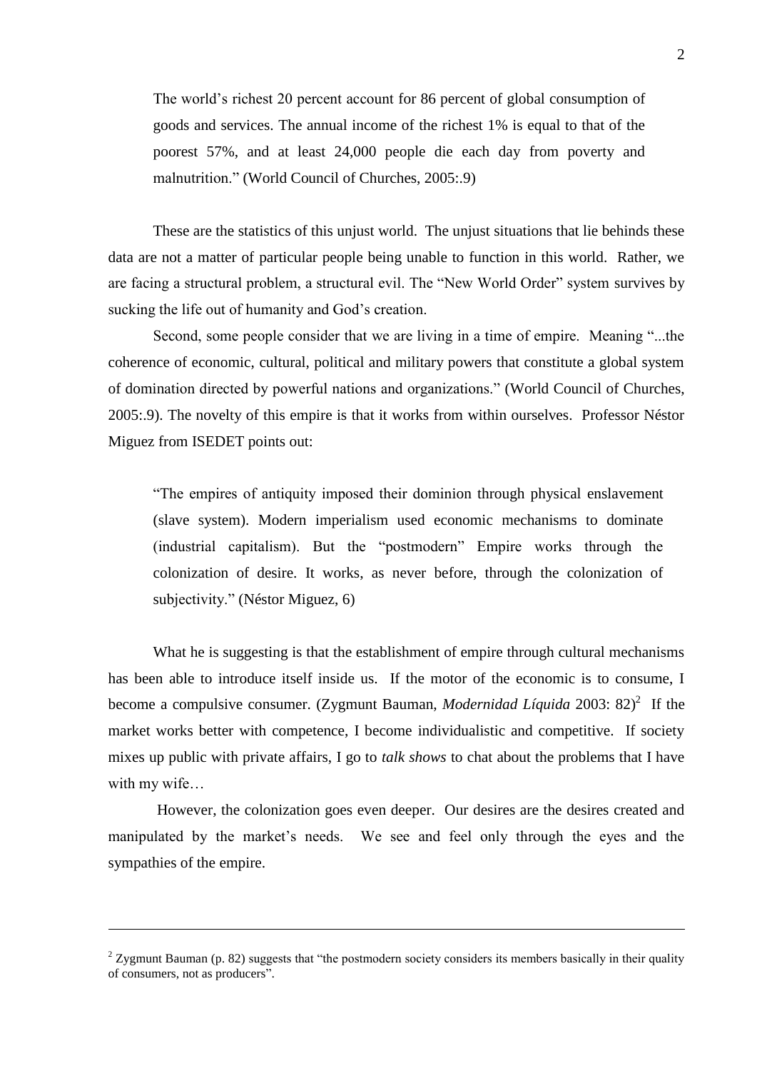> The world's richest 20 percent account for 86 percent of global consumption of goods and services. The annual income of the richest 1% is equal to that of the poorest 57%, and at least 24,000 people die each day from poverty and malnutrition." (World Council of Churches, 2005:.9)

These are the statistics of this unjust world. The unjust situations that lie behinds these data are not a matter of particular people being unable to function in this world. Rather, we are facing a structural problem, a structural evil. The "New World Order" system survives by sucking the life out of humanity and God's creation.

Second, some people consider that we are living in a time of empire. Meaning "...the coherence of economic, cultural, political and military powers that constitute a global system of domination directed by powerful nations and organizations." (World Council of Churches, 2005:.9). The novelty of this empire is that it works from within ourselves. Professor Néstor Miguez from ISEDET points out:

> "The empires of antiquity imposed their dominion through physical enslavement (slave system). Modern imperialism used economic mechanisms to dominate (industrial capitalism). But the "postmodern" Empire works through the colonization of desire. It works, as never before, through the colonization of subjectivity." (Néstor Miguez, 6)

What he is suggesting is that the establishment of empire through cultural mechanisms has been able to introduce itself inside us. If the motor of the economic is to consume, I become a compulsive consumer. (Zygmunt Bauman, *Modernidad Líquida* 2003: 82)[2] If the market works better with competence, I become individualistic and competitive. If society mixes up public with private affairs, I go to *talk shows* to chat about the problems that I have with my wife…

However, the colonization goes even deeper. Our desires are the desires created and manipulated by the market's needs. We see and feel only through the eyes and the sympathies of the empire.

---

[2] Zygmunt Bauman (p. 82) suggests that "the postmodern society considers its members basically in their quality of consumers, not as producers".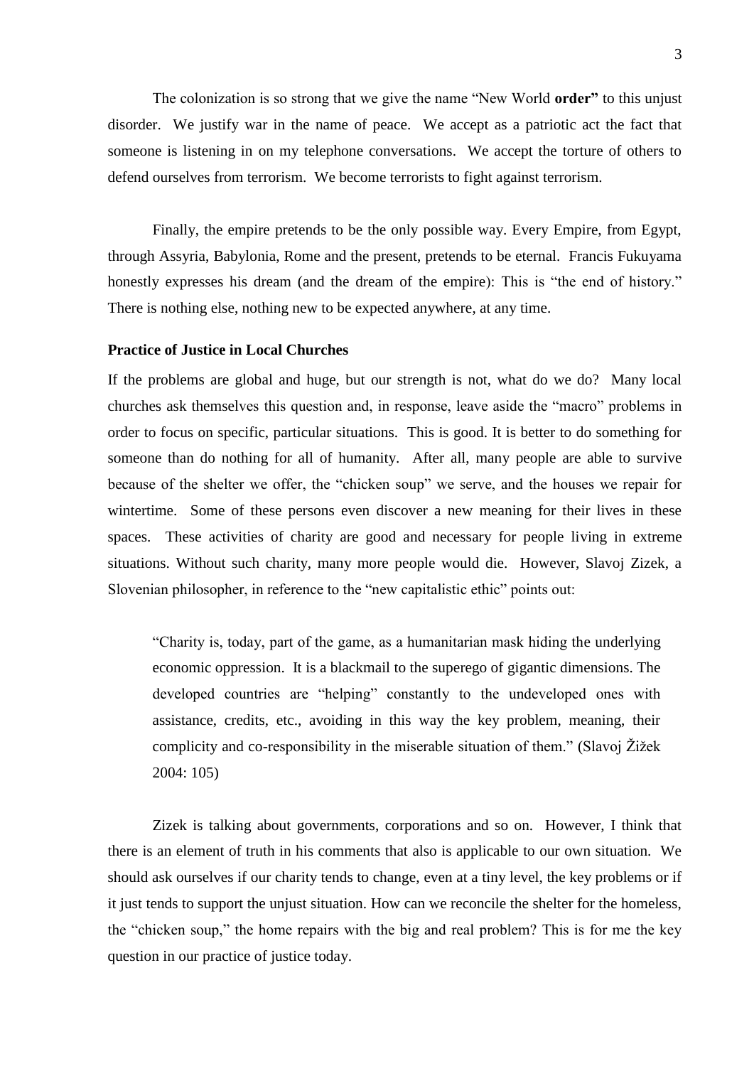The colonization is so strong that we give the name “New World **order”** to this unjust disorder. We justify war in the name of peace. We accept as a patriotic act the fact that someone is listening in on my telephone conversations. We accept the torture of others to defend ourselves from terrorism. We become terrorists to fight against terrorism.

Finally, the empire pretends to be the only possible way. Every Empire, from Egypt, through Assyria, Babylonia, Rome and the present, pretends to be eternal. Francis Fukuyama honestly expresses his dream (and the dream of the empire): This is “the end of history.” There is nothing else, nothing new to be expected anywhere, at any time.

**Practice of Justice in Local Churches**

If the problems are global and huge, but our strength is not, what do we do? Many local churches ask themselves this question and, in response, leave aside the “macro” problems in order to focus on specific, particular situations. This is good. It is better to do something for someone than do nothing for all of humanity. After all, many people are able to survive because of the shelter we offer, the “chicken soup” we serve, and the houses we repair for wintertime. Some of these persons even discover a new meaning for their lives in these spaces. These activities of charity are good and necessary for people living in extreme situations. Without such charity, many more people would die. However, Slavoj Zizek, a Slovenian philosopher, in reference to the “new capitalistic ethic” points out:

> “Charity is, today, part of the game, as a humanitarian mask hiding the underlying economic oppression. It is a blackmail to the superego of gigantic dimensions. The developed countries are “helping” constantly to the undeveloped ones with assistance, credits, etc., avoiding in this way the key problem, meaning, their complicity and co-responsibility in the miserable situation of them.” (Slavoj Žižek 2004: 105)

Zizek is talking about governments, corporations and so on. However, I think that there is an element of truth in his comments that also is applicable to our own situation. We should ask ourselves if our charity tends to change, even at a tiny level, the key problems or if it just tends to support the unjust situation. How can we reconcile the shelter for the homeless, the “chicken soup,” the home repairs with the big and real problem? This is for me the key question in our practice of justice today.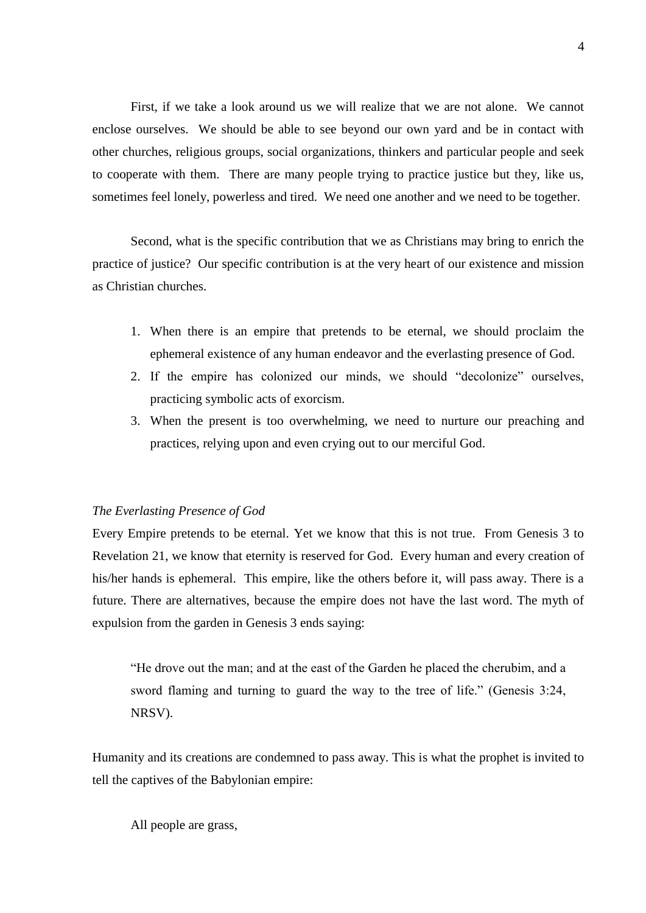First, if we take a look around us we will realize that we are not alone. We cannot enclose ourselves. We should be able to see beyond our own yard and be in contact with other churches, religious groups, social organizations, thinkers and particular people and seek to cooperate with them. There are many people trying to practice justice but they, like us, sometimes feel lonely, powerless and tired. We need one another and we need to be together.

Second, what is the specific contribution that we as Christians may bring to enrich the practice of justice? Our specific contribution is at the very heart of our existence and mission as Christian churches.

1. When there is an empire that pretends to be eternal, we should proclaim the ephemeral existence of any human endeavor and the everlasting presence of God.
2. If the empire has colonized our minds, we should "decolonize" ourselves, practicing symbolic acts of exorcism.
3. When the present is too overwhelming, we need to nurture our preaching and practices, relying upon and even crying out to our merciful God.

*The Everlasting Presence of God*

Every Empire pretends to be eternal. Yet we know that this is not true. From Genesis 3 to Revelation 21, we know that eternity is reserved for God. Every human and every creation of his/her hands is ephemeral. This empire, like the others before it, will pass away. There is a future. There are alternatives, because the empire does not have the last word. The myth of expulsion from the garden in Genesis 3 ends saying:

> "He drove out the man; and at the east of the Garden he placed the cherubim, and a sword flaming and turning to guard the way to the tree of life." (Genesis 3:24, NRSV).

Humanity and its creations are condemned to pass away. This is what the prophet is invited to tell the captives of the Babylonian empire:

> All people are grass,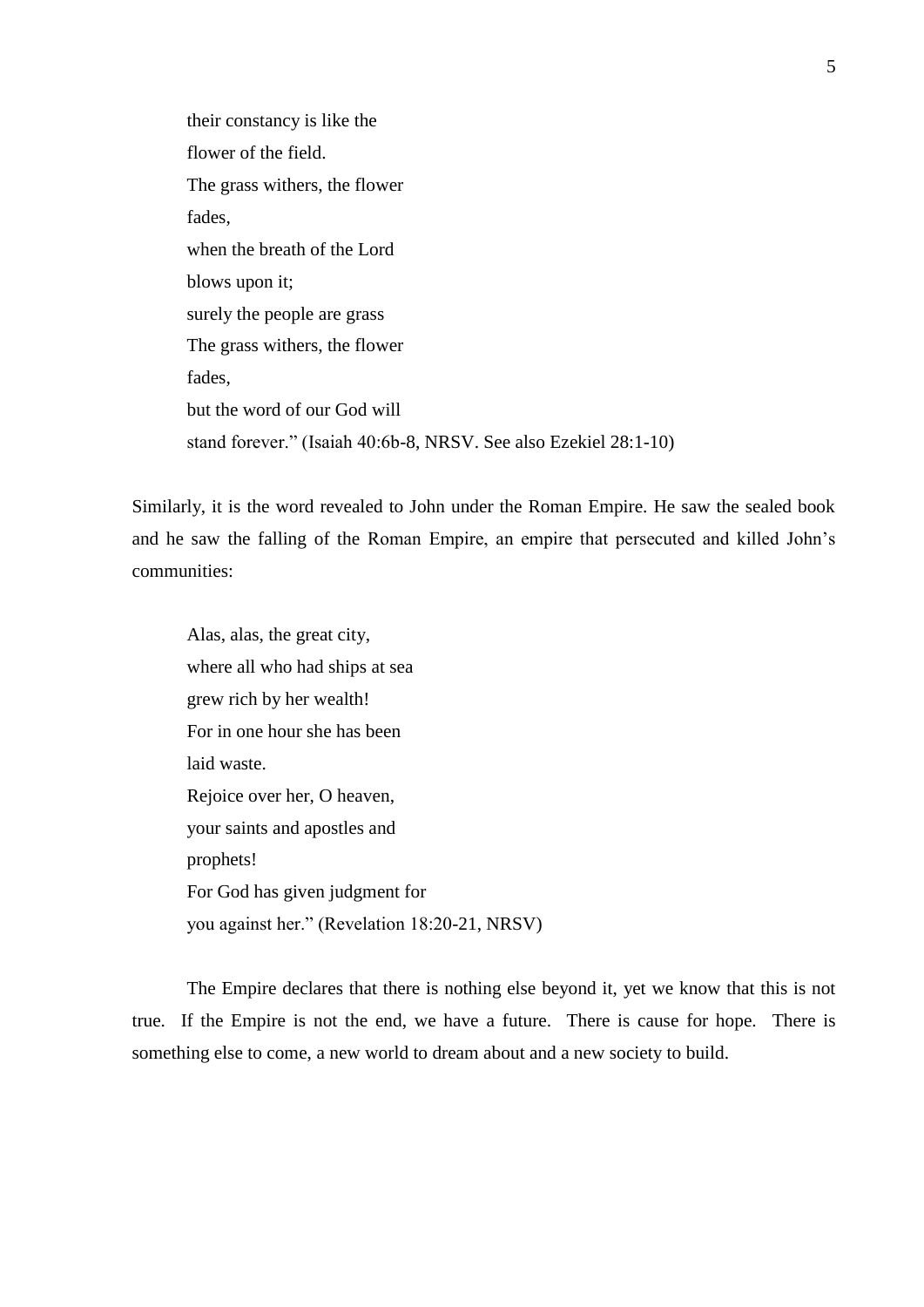> their constancy is like the
> flower of the field.
> The grass withers, the flower
> fades,
> when the breath of the Lord
> blows upon it;
> surely the people are grass
> The grass withers, the flower
> fades,
> but the word of our God will
> stand forever." (Isaiah 40:6b-8, NRSV. See also Ezekiel 28:1-10)

Similarly, it is the word revealed to John under the Roman Empire. He saw the sealed book and he saw the falling of the Roman Empire, an empire that persecuted and killed John's communities:

> Alas, alas, the great city,
> where all who had ships at sea
> grew rich by her wealth!
> For in one hour she has been
> laid waste.
> Rejoice over her, O heaven,
> your saints and apostles and
> prophets!
> For God has given judgment for
> you against her." (Revelation 18:20-21, NRSV)

The Empire declares that there is nothing else beyond it, yet we know that this is not true. If the Empire is not the end, we have a future. There is cause for hope. There is something else to come, a new world to dream about and a new society to build.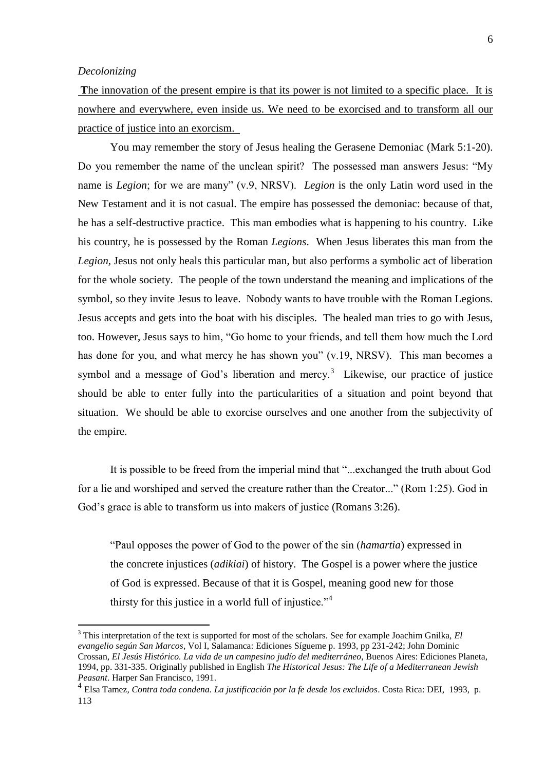*Decolonizing*

<u>**T**he innovation of the present empire is that its power is not limited to a specific place. It is nowhere and everywhere, even inside us. We need to be exorcised and to transform all our practice of justice into an exorcism.</u>

You may remember the story of Jesus healing the Gerasene Demoniac (Mark 5:1-20). Do you remember the name of the unclean spirit? The possessed man answers Jesus: "My name is *Legion*; for we are many" (v.9, NRSV). *Legion* is the only Latin word used in the New Testament and it is not casual. The empire has possessed the demoniac: because of that, he has a self-destructive practice. This man embodies what is happening to his country. Like his country, he is possessed by the Roman *Legions*. When Jesus liberates this man from the *Legion*, Jesus not only heals this particular man, but also performs a symbolic act of liberation for the whole society. The people of the town understand the meaning and implications of the symbol, so they invite Jesus to leave. Nobody wants to have trouble with the Roman Legions. Jesus accepts and gets into the boat with his disciples. The healed man tries to go with Jesus, too. However, Jesus says to him, "Go home to your friends, and tell them how much the Lord has done for you, and what mercy he has shown you" (v.19, NRSV). This man becomes a symbol and a message of God's liberation and mercy.[3] Likewise, our practice of justice should be able to enter fully into the particularities of a situation and point beyond that situation. We should be able to exorcise ourselves and one another from the subjectivity of the empire.

It is possible to be freed from the imperial mind that "...exchanged the truth about God for a lie and worshiped and served the creature rather than the Creator..." (Rom 1:25). God in God's grace is able to transform us into makers of justice (Romans 3:26).

> "Paul opposes the power of God to the power of the sin (*hamartia*) expressed in the concrete injustices (*adikiai*) of history. The Gospel is a power where the justice of God is expressed. Because of that it is Gospel, meaning good new for those thirsty for this justice in a world full of injustice."[4]

---

[3] This interpretation of the text is supported for most of the scholars. See for example Joachim Gnilka, *El evangelio según San Marcos*, Vol I, Salamanca: Ediciones Sígueme p. 1993, pp 231-242; John Dominic Crossan, *El Jesús Histórico. La vida de un campesino judío del mediterráneo*, Buenos Aires: Ediciones Planeta, 1994, pp. 331-335. Originally published in English *The Historical Jesus: The Life of a Mediterranean Jewish Peasant*. Harper San Francisco, 1991.

[4] Elsa Tamez, *Contra toda condena. La justificación por la fe desde los excluidos*. Costa Rica: DEI, 1993, p. 113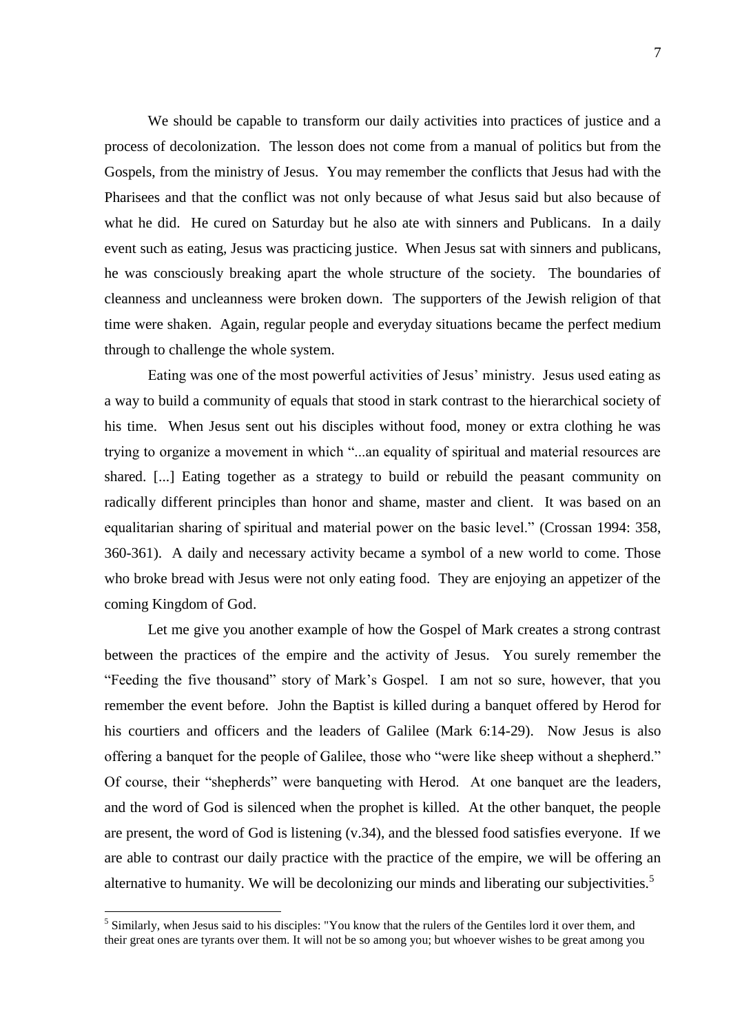We should be capable to transform our daily activities into practices of justice and a process of decolonization. The lesson does not come from a manual of politics but from the Gospels, from the ministry of Jesus. You may remember the conflicts that Jesus had with the Pharisees and that the conflict was not only because of what Jesus said but also because of what he did. He cured on Saturday but he also ate with sinners and Publicans. In a daily event such as eating, Jesus was practicing justice. When Jesus sat with sinners and publicans, he was consciously breaking apart the whole structure of the society. The boundaries of cleanness and uncleanness were broken down. The supporters of the Jewish religion of that time were shaken. Again, regular people and everyday situations became the perfect medium through to challenge the whole system.

Eating was one of the most powerful activities of Jesus' ministry. Jesus used eating as a way to build a community of equals that stood in stark contrast to the hierarchical society of his time. When Jesus sent out his disciples without food, money or extra clothing he was trying to organize a movement in which "...an equality of spiritual and material resources are shared. [...] Eating together as a strategy to build or rebuild the peasant community on radically different principles than honor and shame, master and client. It was based on an equalitarian sharing of spiritual and material power on the basic level." (Crossan 1994: 358, 360-361). A daily and necessary activity became a symbol of a new world to come. Those who broke bread with Jesus were not only eating food. They are enjoying an appetizer of the coming Kingdom of God.

Let me give you another example of how the Gospel of Mark creates a strong contrast between the practices of the empire and the activity of Jesus. You surely remember the "Feeding the five thousand" story of Mark's Gospel. I am not so sure, however, that you remember the event before. John the Baptist is killed during a banquet offered by Herod for his courtiers and officers and the leaders of Galilee (Mark 6:14-29). Now Jesus is also offering a banquet for the people of Galilee, those who "were like sheep without a shepherd." Of course, their "shepherds" were banqueting with Herod. At one banquet are the leaders, and the word of God is silenced when the prophet is killed. At the other banquet, the people are present, the word of God is listening (v.34), and the blessed food satisfies everyone. If we are able to contrast our daily practice with the practice of the empire, we will be offering an alternative to humanity. We will be decolonizing our minds and liberating our subjectivities.[5]

---

[5] Similarly, when Jesus said to his disciples: "You know that the rulers of the Gentiles lord it over them, and their great ones are tyrants over them. It will not be so among you; but whoever wishes to be great among you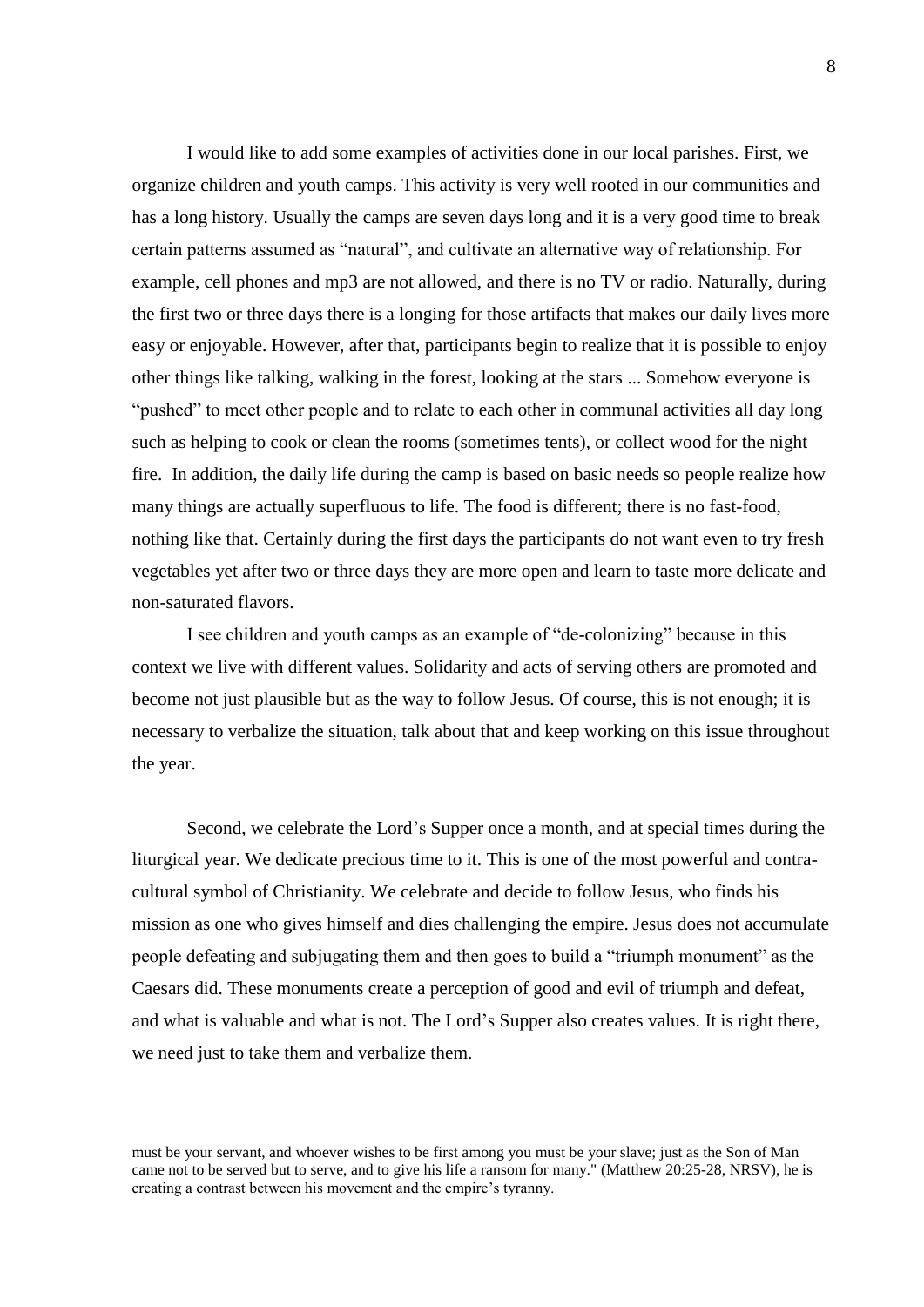I would like to add some examples of activities done in our local parishes. First, we organize children and youth camps. This activity is very well rooted in our communities and has a long history. Usually the camps are seven days long and it is a very good time to break certain patterns assumed as "natural", and cultivate an alternative way of relationship. For example, cell phones and mp3 are not allowed, and there is no TV or radio. Naturally, during the first two or three days there is a longing for those artifacts that makes our daily lives more easy or enjoyable. However, after that, participants begin to realize that it is possible to enjoy other things like talking, walking in the forest, looking at the stars ... Somehow everyone is "pushed" to meet other people and to relate to each other in communal activities all day long such as helping to cook or clean the rooms (sometimes tents), or collect wood for the night fire. In addition, the daily life during the camp is based on basic needs so people realize how many things are actually superfluous to life. The food is different; there is no fast-food, nothing like that. Certainly during the first days the participants do not want even to try fresh vegetables yet after two or three days they are more open and learn to taste more delicate and non-saturated flavors.

I see children and youth camps as an example of "de-colonizing" because in this context we live with different values. Solidarity and acts of serving others are promoted and become not just plausible but as the way to follow Jesus. Of course, this is not enough; it is necessary to verbalize the situation, talk about that and keep working on this issue throughout the year.

Second, we celebrate the Lord's Supper once a month, and at special times during the liturgical year. We dedicate precious time to it. This is one of the most powerful and contra-cultural symbol of Christianity. We celebrate and decide to follow Jesus, who finds his mission as one who gives himself and dies challenging the empire. Jesus does not accumulate people defeating and subjugating them and then goes to build a "triumph monument" as the Caesars did. These monuments create a perception of good and evil of triumph and defeat, and what is valuable and what is not. The Lord's Supper also creates values. It is right there, we need just to take them and verbalize them.

---

must be your servant, and whoever wishes to be first among you must be your slave; just as the Son of Man came not to be served but to serve, and to give his life a ransom for many." (Matthew 20:25-28, NRSV), he is creating a contrast between his movement and the empire's tyranny.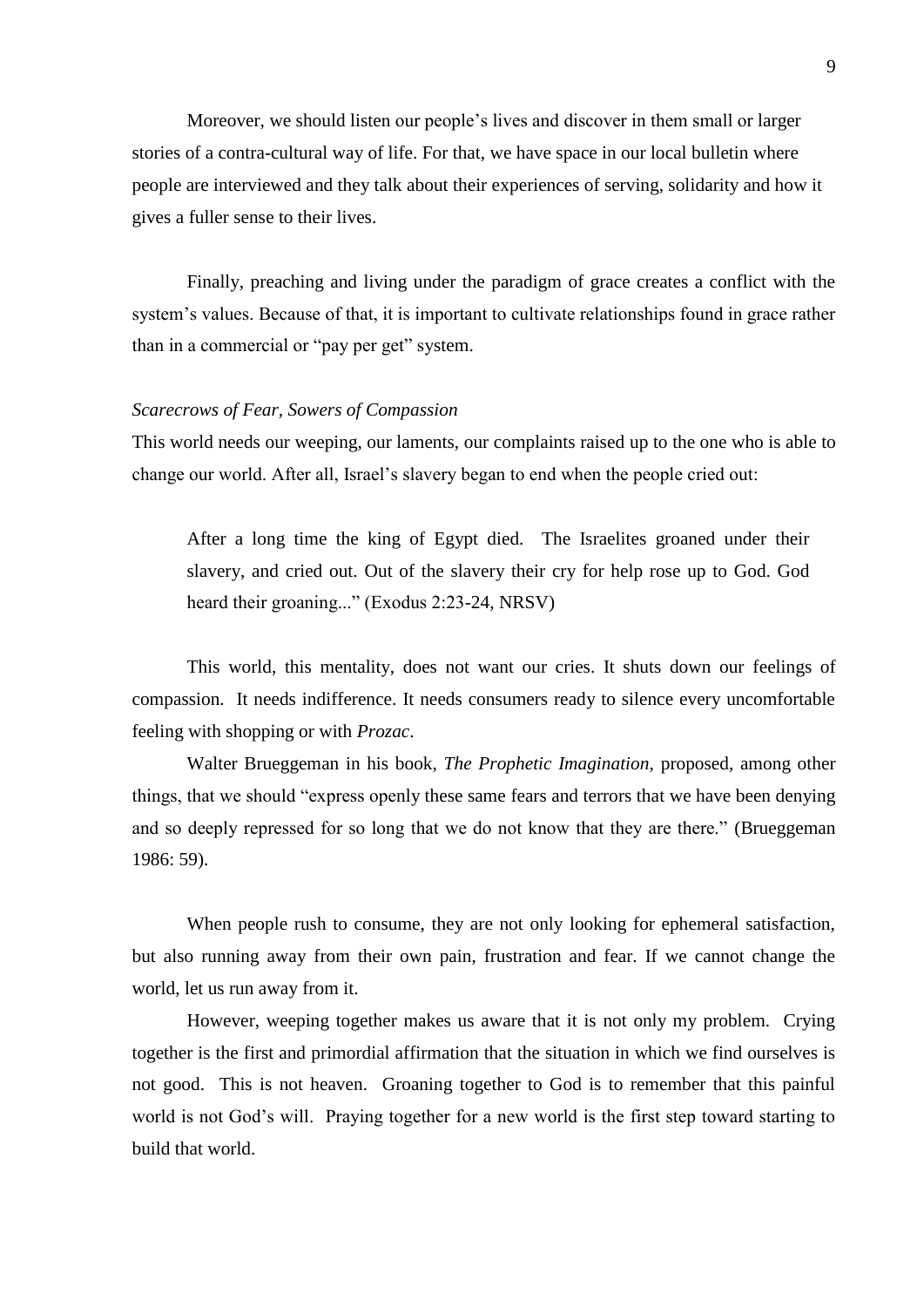Moreover, we should listen our people's lives and discover in them small or larger stories of a contra-cultural way of life. For that, we have space in our local bulletin where people are interviewed and they talk about their experiences of serving, solidarity and how it gives a fuller sense to their lives.

Finally, preaching and living under the paradigm of grace creates a conflict with the system's values. Because of that, it is important to cultivate relationships found in grace rather than in a commercial or "pay per get" system.

*Scarecrows of Fear, Sowers of Compassion*

This world needs our weeping, our laments, our complaints raised up to the one who is able to change our world. After all, Israel's slavery began to end when the people cried out:

> After a long time the king of Egypt died. The Israelites groaned under their slavery, and cried out. Out of the slavery their cry for help rose up to God. God heard their groaning..." (Exodus 2:23-24, NRSV)

This world, this mentality, does not want our cries. It shuts down our feelings of compassion. It needs indifference. It needs consumers ready to silence every uncomfortable feeling with shopping or with *Prozac*.

Walter Brueggeman in his book, *The Prophetic Imagination,* proposed, among other things, that we should "express openly these same fears and terrors that we have been denying and so deeply repressed for so long that we do not know that they are there." (Brueggeman 1986: 59).

When people rush to consume, they are not only looking for ephemeral satisfaction, but also running away from their own pain, frustration and fear. If we cannot change the world, let us run away from it.

However, weeping together makes us aware that it is not only my problem. Crying together is the first and primordial affirmation that the situation in which we find ourselves is not good. This is not heaven. Groaning together to God is to remember that this painful world is not God's will. Praying together for a new world is the first step toward starting to build that world.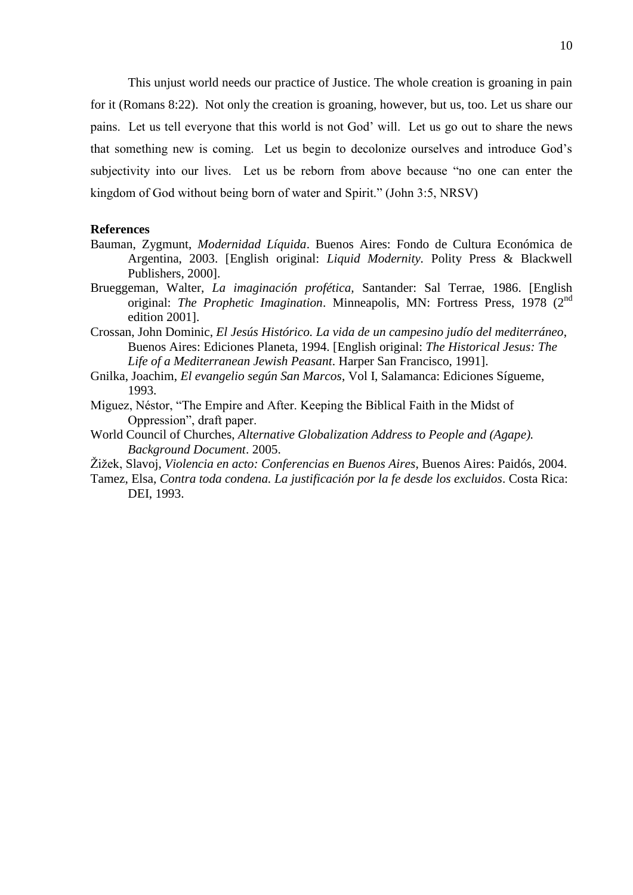This unjust world needs our practice of Justice. The whole creation is groaning in pain for it (Romans 8:22). Not only the creation is groaning, however, but us, too. Let us share our pains. Let us tell everyone that this world is not God' will. Let us go out to share the news that something new is coming. Let us begin to decolonize ourselves and introduce God's subjectivity into our lives. Let us be reborn from above because "no one can enter the kingdom of God without being born of water and Spirit." (John 3:5, NRSV)

**References**

Bauman, Zygmunt, *Modernidad Líquida*. Buenos Aires: Fondo de Cultura Económica de Argentina, 2003. [English original: *Liquid Modernity*. Polity Press & Blackwell Publishers, 2000].

Brueggeman, Walter, *La imaginación profética*, Santander: Sal Terrae, 1986. [English original: *The Prophetic Imagination*. Minneapolis, MN: Fortress Press, 1978 (2nd edition 2001].

Crossan, John Dominic, *El Jesús Histórico. La vida de un campesino judío del mediterráneo*, Buenos Aires: Ediciones Planeta, 1994. [English original: *The Historical Jesus: The Life of a Mediterranean Jewish Peasant*. Harper San Francisco, 1991].

Gnilka, Joachim, *El evangelio según San Marcos*, Vol I, Salamanca: Ediciones Sígueme, 1993.

Miguez, Néstor, "The Empire and After. Keeping the Biblical Faith in the Midst of Oppression", draft paper.

World Council of Churches, *Alternative Globalization Address to People and (Agape). Background Document*. 2005.

Žižek, Slavoj, *Violencia en acto: Conferencias en Buenos Aires*, Buenos Aires: Paidós, 2004.

Tamez, Elsa, *Contra toda condena. La justificación por la fe desde los excluidos*. Costa Rica: DEI, 1993.